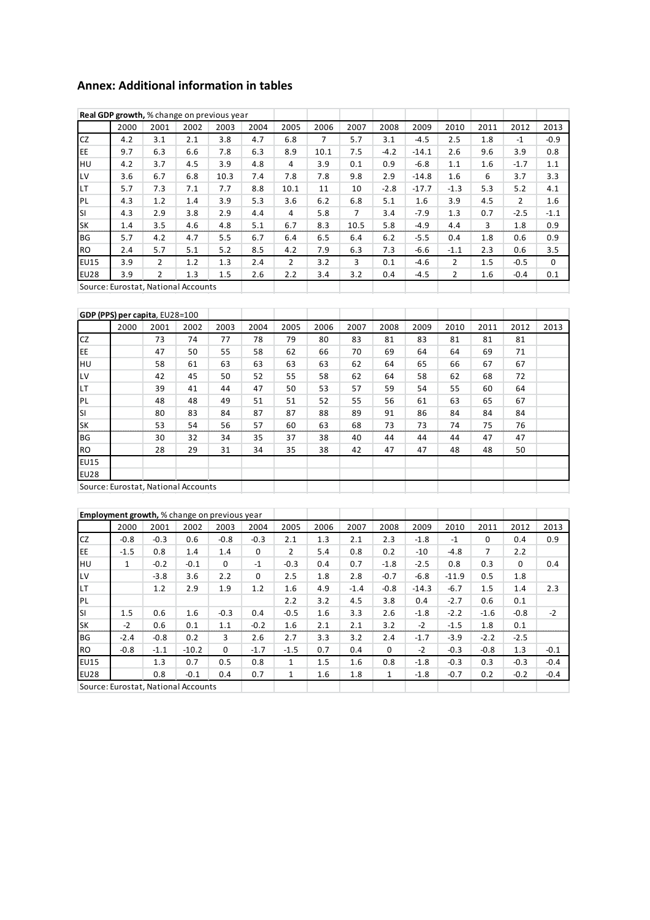## Annex: Additional information in tables

**Real GDP growth,** % change on previous year

| | 2000 | 2001 | 2002 | 2003 | 2004 | 2005 | 2006 | 2007 | 2008 | 2009 | 2010 | 2011 | 2012 | 2013 |
|---|---|---|---|---|---|---|---|---|---|---|---|---|---|---|
| CZ | 4.2 | 3.1 | 2.1 | 3.8 | 4.7 | 6.8 | 7 | 5.7 | 3.1 | -4.5 | 2.5 | 1.8 | -1 | -0.9 |
| EE | 9.7 | 6.3 | 6.6 | 7.8 | 6.3 | 8.9 | 10.1 | 7.5 | -4.2 | -14.1 | 2.6 | 9.6 | 3.9 | 0.8 |
| HU | 4.2 | 3.7 | 4.5 | 3.9 | 4.8 | 4 | 3.9 | 0.1 | 0.9 | -6.8 | 1.1 | 1.6 | -1.7 | 1.1 |
| LV | 3.6 | 6.7 | 6.8 | 10.3 | 7.4 | 7.8 | 7.8 | 9.8 | 2.9 | -14.8 | 1.6 | 6 | 3.7 | 3.3 |
| LT | 5.7 | 7.3 | 7.1 | 7.7 | 8.8 | 10.1 | 11 | 10 | -2.8 | -17.7 | -1.3 | 5.3 | 5.2 | 4.1 |
| PL | 4.3 | 1.2 | 1.4 | 3.9 | 5.3 | 3.6 | 6.2 | 6.8 | 5.1 | 1.6 | 3.9 | 4.5 | 2 | 1.6 |
| SI | 4.3 | 2.9 | 3.8 | 2.9 | 4.4 | 4 | 5.8 | 7 | 3.4 | -7.9 | 1.3 | 0.7 | -2.5 | -1.1 |
| SK | 1.4 | 3.5 | 4.6 | 4.8 | 5.1 | 6.7 | 8.3 | 10.5 | 5.8 | -4.9 | 4.4 | 3 | 1.8 | 0.9 |
| BG | 5.7 | 4.2 | 4.7 | 5.5 | 6.7 | 6.4 | 6.5 | 6.4 | 6.2 | -5.5 | 0.4 | 1.8 | 0.6 | 0.9 |
| RO | 2.4 | 5.7 | 5.1 | 5.2 | 8.5 | 4.2 | 7.9 | 6.3 | 7.3 | -6.6 | -1.1 | 2.3 | 0.6 | 3.5 |
| EU15 | 3.9 | 2 | 1.2 | 1.3 | 2.4 | 2 | 3.2 | 3 | 0.1 | -4.6 | 2 | 1.5 | -0.5 | 0 |
| EU28 | 3.9 | 2 | 1.3 | 1.5 | 2.6 | 2.2 | 3.4 | 3.2 | 0.4 | -4.5 | 2 | 1.6 | -0.4 | 0.1 |

Source: Eurostat, National Accounts

**GDP (PPS) per capita**, EU28=100

| | 2000 | 2001 | 2002 | 2003 | 2004 | 2005 | 2006 | 2007 | 2008 | 2009 | 2010 | 2011 | 2012 | 2013 |
|---|---|---|---|---|---|---|---|---|---|---|---|---|---|---|
| CZ | | 73 | 74 | 77 | 78 | 79 | 80 | 83 | 81 | 83 | 81 | 81 | 81 | |
| EE | | 47 | 50 | 55 | 58 | 62 | 66 | 70 | 69 | 64 | 64 | 69 | 71 | |
| HU | | 58 | 61 | 63 | 63 | 63 | 63 | 62 | 64 | 65 | 66 | 67 | 67 | |
| LV | | 42 | 45 | 50 | 52 | 55 | 58 | 62 | 64 | 58 | 62 | 68 | 72 | |
| LT | | 39 | 41 | 44 | 47 | 50 | 53 | 57 | 59 | 54 | 55 | 60 | 64 | |
| PL | | 48 | 48 | 49 | 51 | 51 | 52 | 55 | 56 | 61 | 63 | 65 | 67 | |
| SI | | 80 | 83 | 84 | 87 | 87 | 88 | 89 | 91 | 86 | 84 | 84 | 84 | |
| SK | | 53 | 54 | 56 | 57 | 60 | 63 | 68 | 73 | 73 | 74 | 75 | 76 | |
| BG | | 30 | 32 | 34 | 35 | 37 | 38 | 40 | 44 | 44 | 44 | 47 | 47 | |
| RO | | 28 | 29 | 31 | 34 | 35 | 38 | 42 | 47 | 47 | 48 | 48 | 50 | |
| EU15 | | | | | | | | | | | | | | |
| EU28 | | | | | | | | | | | | | | |

Source: Eurostat, National Accounts

**Employment growth,** % change on previous year

| | 2000 | 2001 | 2002 | 2003 | 2004 | 2005 | 2006 | 2007 | 2008 | 2009 | 2010 | 2011 | 2012 | 2013 |
|---|---|---|---|---|---|---|---|---|---|---|---|---|---|---|
| CZ | -0.8 | -0.3 | 0.6 | -0.8 | -0.3 | 2.1 | 1.3 | 2.1 | 2.3 | -1.8 | -1 | 0 | 0.4 | 0.9 |
| EE | -1.5 | 0.8 | 1.4 | 1.4 | 0 | 2 | 5.4 | 0.8 | 0.2 | -10 | -4.8 | 7 | 2.2 | |
| HU | 1 | -0.2 | -0.1 | 0 | -1 | -0.3 | 0.4 | 0.7 | -1.8 | -2.5 | 0.8 | 0.3 | 0 | 0.4 |
| LV | | -3.8 | 3.6 | 2.2 | 0 | 2.5 | 1.8 | 2.8 | -0.7 | -6.8 | -11.9 | 0.5 | 1.8 | |
| LT | | 1.2 | 2.9 | 1.9 | 1.2 | 1.6 | 4.9 | -1.4 | -0.8 | -14.3 | -6.7 | 1.5 | 1.4 | 2.3 |
| PL | | | | | | 2.2 | 3.2 | 4.5 | 3.8 | 0.4 | -2.7 | 0.6 | 0.1 | |
| SI | 1.5 | 0.6 | 1.6 | -0.3 | 0.4 | -0.5 | 1.6 | 3.3 | 2.6 | -1.8 | -2.2 | -1.6 | -0.8 | -2 |
| SK | -2 | 0.6 | 0.1 | 1.1 | -0.2 | 1.6 | 2.1 | 2.1 | 3.2 | -2 | -1.5 | 1.8 | 0.1 | |
| BG | -2.4 | -0.8 | 0.2 | 3 | 2.6 | 2.7 | 3.3 | 3.2 | 2.4 | -1.7 | -3.9 | -2.2 | -2.5 | |
| RO | -0.8 | -1.1 | -10.2 | 0 | -1.7 | -1.5 | 0.7 | 0.4 | 0 | -2 | -0.3 | -0.8 | 1.3 | -0.1 |
| EU15 | | 1.3 | 0.7 | 0.5 | 0.8 | 1 | 1.5 | 1.6 | 0.8 | -1.8 | -0.3 | 0.3 | -0.3 | -0.4 |
| EU28 | | 0.8 | -0.1 | 0.4 | 0.7 | 1 | 1.6 | 1.8 | 1 | -1.8 | -0.7 | 0.2 | -0.2 | -0.4 |

Source: Eurostat, National Accounts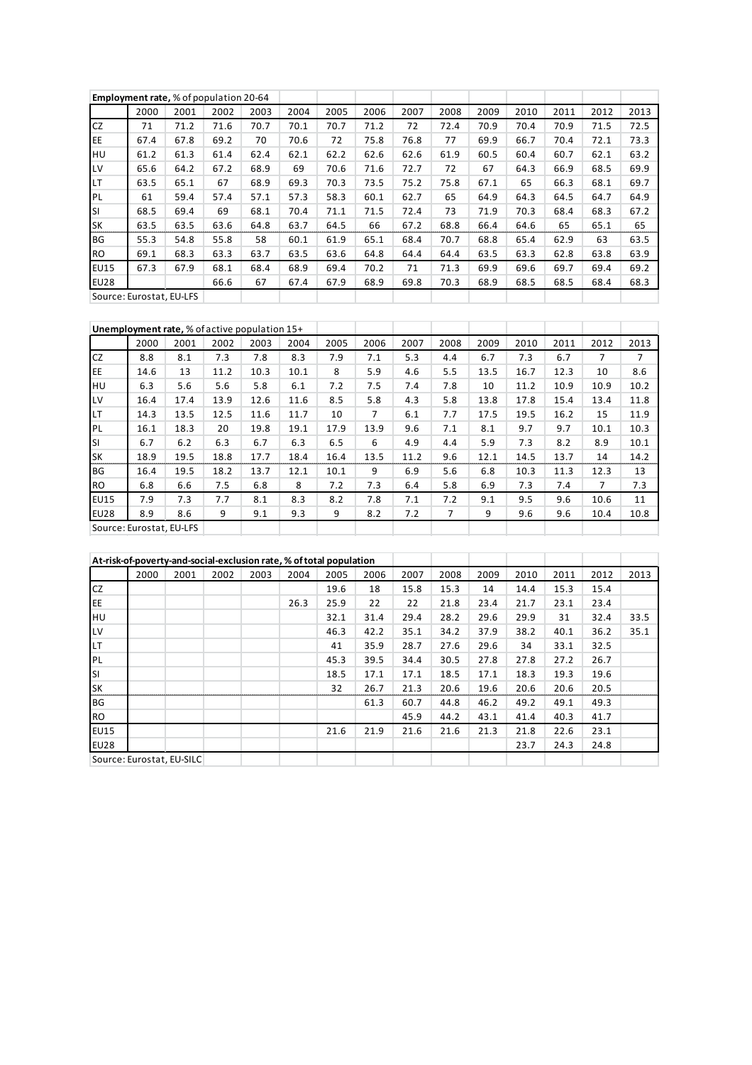**Employment rate,** % of population 20-64

| | 2000 | 2001 | 2002 | 2003 | 2004 | 2005 | 2006 | 2007 | 2008 | 2009 | 2010 | 2011 | 2012 | 2013 |
|---|---|---|---|---|---|---|---|---|---|---|---|---|---|---|
| CZ | 71 | 71.2 | 71.6 | 70.7 | 70.1 | 70.7 | 71.2 | 72 | 72.4 | 70.9 | 70.4 | 70.9 | 71.5 | 72.5 |
| EE | 67.4 | 67.8 | 69.2 | 70 | 70.6 | 72 | 75.8 | 76.8 | 77 | 69.9 | 66.7 | 70.4 | 72.1 | 73.3 |
| HU | 61.2 | 61.3 | 61.4 | 62.4 | 62.1 | 62.2 | 62.6 | 62.6 | 61.9 | 60.5 | 60.4 | 60.7 | 62.1 | 63.2 |
| LV | 65.6 | 64.2 | 67.2 | 68.9 | 69 | 70.6 | 71.6 | 72.7 | 72 | 67 | 64.3 | 66.9 | 68.5 | 69.9 |
| LT | 63.5 | 65.1 | 67 | 68.9 | 69.3 | 70.3 | 73.5 | 75.2 | 75.8 | 67.1 | 65 | 66.3 | 68.1 | 69.7 |
| PL | 61 | 59.4 | 57.4 | 57.1 | 57.3 | 58.3 | 60.1 | 62.7 | 65 | 64.9 | 64.3 | 64.5 | 64.7 | 64.9 |
| SI | 68.5 | 69.4 | 69 | 68.1 | 70.4 | 71.1 | 71.5 | 72.4 | 73 | 71.9 | 70.3 | 68.4 | 68.3 | 67.2 |
| SK | 63.5 | 63.5 | 63.6 | 64.8 | 63.7 | 64.5 | 66 | 67.2 | 68.8 | 66.4 | 64.6 | 65 | 65.1 | 65 |
| BG | 55.3 | 54.8 | 55.8 | 58 | 60.1 | 61.9 | 65.1 | 68.4 | 70.7 | 68.8 | 65.4 | 62.9 | 63 | 63.5 |
| RO | 69.1 | 68.3 | 63.3 | 63.7 | 63.5 | 63.6 | 64.8 | 64.4 | 64.4 | 63.5 | 63.3 | 62.8 | 63.8 | 63.9 |
| EU15 | 67.3 | 67.9 | 68.1 | 68.4 | 68.9 | 69.4 | 70.2 | 71 | 71.3 | 69.9 | 69.6 | 69.7 | 69.4 | 69.2 |
| EU28 | | | 66.6 | 67 | 67.4 | 67.9 | 68.9 | 69.8 | 70.3 | 68.9 | 68.5 | 68.5 | 68.4 | 68.3 |

Source: Eurostat, EU-LFS

**Unemployment rate,** % of active population 15+

| | 2000 | 2001 | 2002 | 2003 | 2004 | 2005 | 2006 | 2007 | 2008 | 2009 | 2010 | 2011 | 2012 | 2013 |
|---|---|---|---|---|---|---|---|---|---|---|---|---|---|---|
| CZ | 8.8 | 8.1 | 7.3 | 7.8 | 8.3 | 7.9 | 7.1 | 5.3 | 4.4 | 6.7 | 7.3 | 6.7 | 7 | 7 |
| EE | 14.6 | 13 | 11.2 | 10.3 | 10.1 | 8 | 5.9 | 4.6 | 5.5 | 13.5 | 16.7 | 12.3 | 10 | 8.6 |
| HU | 6.3 | 5.6 | 5.6 | 5.8 | 6.1 | 7.2 | 7.5 | 7.4 | 7.8 | 10 | 11.2 | 10.9 | 10.9 | 10.2 |
| LV | 16.4 | 17.4 | 13.9 | 12.6 | 11.6 | 8.5 | 5.8 | 4.3 | 5.8 | 13.8 | 17.8 | 15.4 | 13.4 | 11.8 |
| LT | 14.3 | 13.5 | 12.5 | 11.6 | 11.7 | 10 | 7 | 6.1 | 7.7 | 17.5 | 19.5 | 16.2 | 15 | 11.9 |
| PL | 16.1 | 18.3 | 20 | 19.8 | 19.1 | 17.9 | 13.9 | 9.6 | 7.1 | 8.1 | 9.7 | 9.7 | 10.1 | 10.3 |
| SI | 6.7 | 6.2 | 6.3 | 6.7 | 6.3 | 6.5 | 6 | 4.9 | 4.4 | 5.9 | 7.3 | 8.2 | 8.9 | 10.1 |
| SK | 18.9 | 19.5 | 18.8 | 17.7 | 18.4 | 16.4 | 13.5 | 11.2 | 9.6 | 12.1 | 14.5 | 13.7 | 14 | 14.2 |
| BG | 16.4 | 19.5 | 18.2 | 13.7 | 12.1 | 10.1 | 9 | 6.9 | 5.6 | 6.8 | 10.3 | 11.3 | 12.3 | 13 |
| RO | 6.8 | 6.6 | 7.5 | 6.8 | 8 | 7.2 | 7.3 | 6.4 | 5.8 | 6.9 | 7.3 | 7.4 | 7 | 7.3 |
| EU15 | 7.9 | 7.3 | 7.7 | 8.1 | 8.3 | 8.2 | 7.8 | 7.1 | 7.2 | 9.1 | 9.5 | 9.6 | 10.6 | 11 |
| EU28 | 8.9 | 8.6 | 9 | 9.1 | 9.3 | 9 | 8.2 | 7.2 | 7 | 9 | 9.6 | 9.6 | 10.4 | 10.8 |

Source: Eurostat, EU-LFS

**At-risk-of-poverty-and-social-exclusion rate, % of total population**

| | 2000 | 2001 | 2002 | 2003 | 2004 | 2005 | 2006 | 2007 | 2008 | 2009 | 2010 | 2011 | 2012 | 2013 |
|---|---|---|---|---|---|---|---|---|---|---|---|---|---|---|
| CZ | | | | | | 19.6 | 18 | 15.8 | 15.3 | 14 | 14.4 | 15.3 | 15.4 | |
| EE | | | | | 26.3 | 25.9 | 22 | 22 | 21.8 | 23.4 | 21.7 | 23.1 | 23.4 | |
| HU | | | | | | 32.1 | 31.4 | 29.4 | 28.2 | 29.6 | 29.9 | 31 | 32.4 | 33.5 |
| LV | | | | | | 46.3 | 42.2 | 35.1 | 34.2 | 37.9 | 38.2 | 40.1 | 36.2 | 35.1 |
| LT | | | | | | 41 | 35.9 | 28.7 | 27.6 | 29.6 | 34 | 33.1 | 32.5 | |
| PL | | | | | | 45.3 | 39.5 | 34.4 | 30.5 | 27.8 | 27.8 | 27.2 | 26.7 | |
| SI | | | | | | 18.5 | 17.1 | 17.1 | 18.5 | 17.1 | 18.3 | 19.3 | 19.6 | |
| SK | | | | | | 32 | 26.7 | 21.3 | 20.6 | 19.6 | 20.6 | 20.6 | 20.5 | |
| BG | | | | | | | 61.3 | 60.7 | 44.8 | 46.2 | 49.2 | 49.1 | 49.3 | |
| RO | | | | | | | | 45.9 | 44.2 | 43.1 | 41.4 | 40.3 | 41.7 | |
| EU15 | | | | | | 21.6 | 21.9 | 21.6 | 21.6 | 21.3 | 21.8 | 22.6 | 23.1 | |
| EU28 | | | | | | | | | | | 23.7 | 24.3 | 24.8 | |

Source: Eurostat, EU-SILC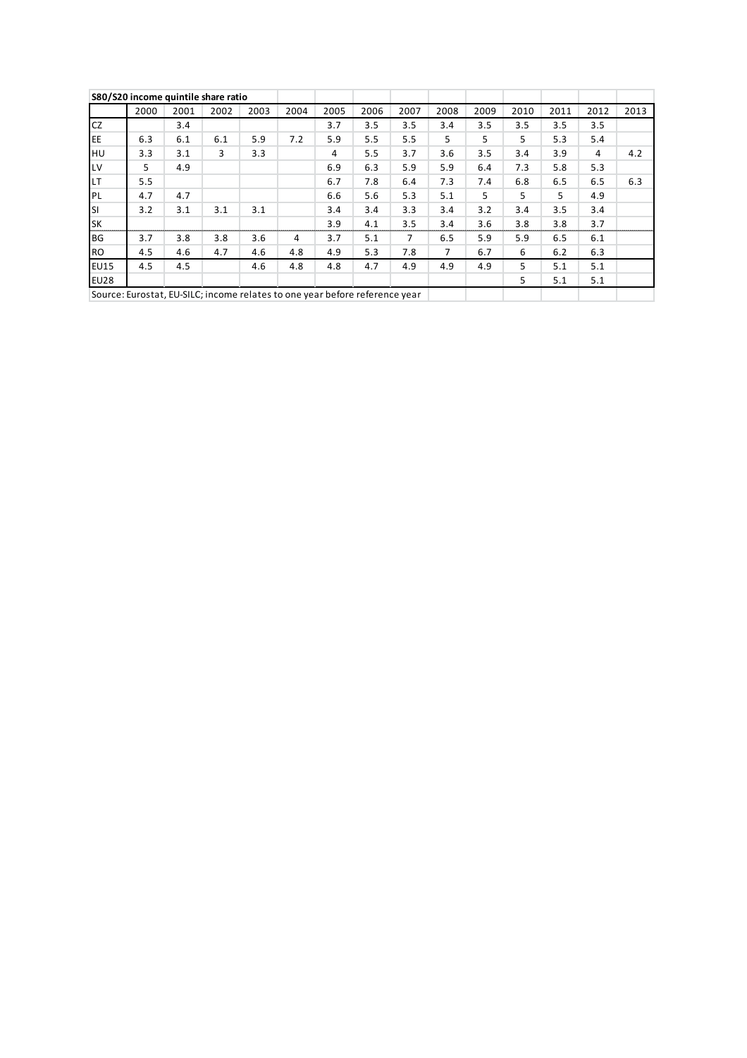**S80/S20 income quintile share ratio**

| | 2000 | 2001 | 2002 | 2003 | 2004 | 2005 | 2006 | 2007 | 2008 | 2009 | 2010 | 2011 | 2012 | 2013 |
|---|---|---|---|---|---|---|---|---|---|---|---|---|---|---|
| CZ | | 3.4 | | | | 3.7 | 3.5 | 3.5 | 3.4 | 3.5 | 3.5 | 3.5 | 3.5 | |
| EE | 6.3 | 6.1 | 6.1 | 5.9 | 7.2 | 5.9 | 5.5 | 5.5 | 5 | 5 | 5 | 5.3 | 5.4 | |
| HU | 3.3 | 3.1 | 3 | 3.3 | | 4 | 5.5 | 3.7 | 3.6 | 3.5 | 3.4 | 3.9 | 4 | 4.2 |
| LV | 5 | 4.9 | | | | 6.9 | 6.3 | 5.9 | 5.9 | 6.4 | 7.3 | 5.8 | 5.3 | |
| LT | 5.5 | | | | | 6.7 | 7.8 | 6.4 | 7.3 | 7.4 | 6.8 | 6.5 | 6.5 | 6.3 |
| PL | 4.7 | 4.7 | | | | 6.6 | 5.6 | 5.3 | 5.1 | 5 | 5 | 5 | 4.9 | |
| SI | 3.2 | 3.1 | 3.1 | 3.1 | | 3.4 | 3.4 | 3.3 | 3.4 | 3.2 | 3.4 | 3.5 | 3.4 | |
| SK | | | | | | 3.9 | 4.1 | 3.5 | 3.4 | 3.6 | 3.8 | 3.8 | 3.7 | |
| BG | 3.7 | 3.8 | 3.8 | 3.6 | 4 | 3.7 | 5.1 | 7 | 6.5 | 5.9 | 5.9 | 6.5 | 6.1 | |
| RO | 4.5 | 4.6 | 4.7 | 4.6 | 4.8 | 4.9 | 5.3 | 7.8 | 7 | 6.7 | 6 | 6.2 | 6.3 | |
| EU15 | 4.5 | 4.5 | | 4.6 | 4.8 | 4.8 | 4.7 | 4.9 | 4.9 | 4.9 | 5 | 5.1 | 5.1 | |
| EU28 | | | | | | | | | | | 5 | 5.1 | 5.1 | |

Source: Eurostat, EU-SILC; income relates to one year before reference year